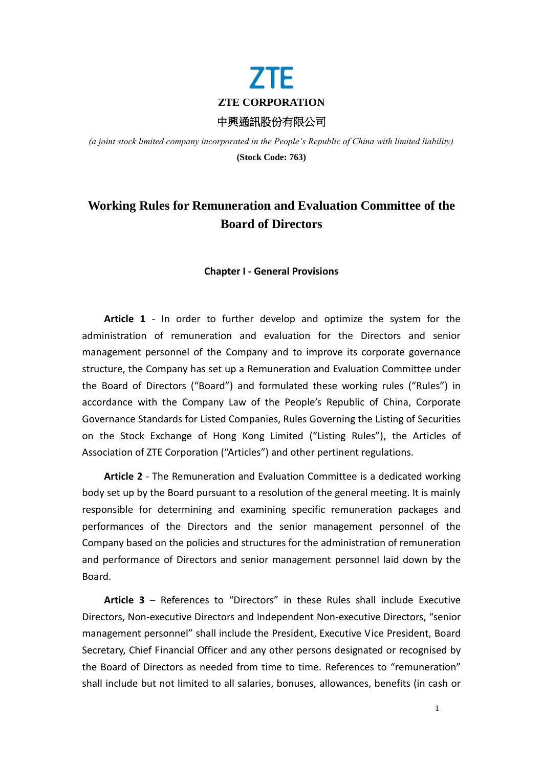ZTE

**ZTE CORPORATION**

**中興通訊股份有限公司**

*(a joint stock limited company incorporated in the People's Republic of China with limited liability)*

**(Stock Code: 763)**

# Working Rules for Remuneration and Evaluation Committee of the Board of Directors

## Chapter I - General Provisions

**Article 1** - In order to further develop and optimize the system for the administration of remuneration and evaluation for the Directors and senior management personnel of the Company and to improve its corporate governance structure, the Company has set up a Remuneration and Evaluation Committee under the Board of Directors ("Board") and formulated these working rules ("Rules") in accordance with the Company Law of the People's Republic of China, Corporate Governance Standards for Listed Companies, Rules Governing the Listing of Securities on the Stock Exchange of Hong Kong Limited ("Listing Rules"), the Articles of Association of ZTE Corporation ("Articles") and other pertinent regulations.

**Article 2** - The Remuneration and Evaluation Committee is a dedicated working body set up by the Board pursuant to a resolution of the general meeting. It is mainly responsible for determining and examining specific remuneration packages and performances of the Directors and the senior management personnel of the Company based on the policies and structures for the administration of remuneration and performance of Directors and senior management personnel laid down by the Board.

**Article 3** – References to "Directors" in these Rules shall include Executive Directors, Non-executive Directors and Independent Non-executive Directors, "senior management personnel" shall include the President, Executive Vice President, Board Secretary, Chief Financial Officer and any other persons designated or recognised by the Board of Directors as needed from time to time. References to "remuneration" shall include but not limited to all salaries, bonuses, allowances, benefits (in cash or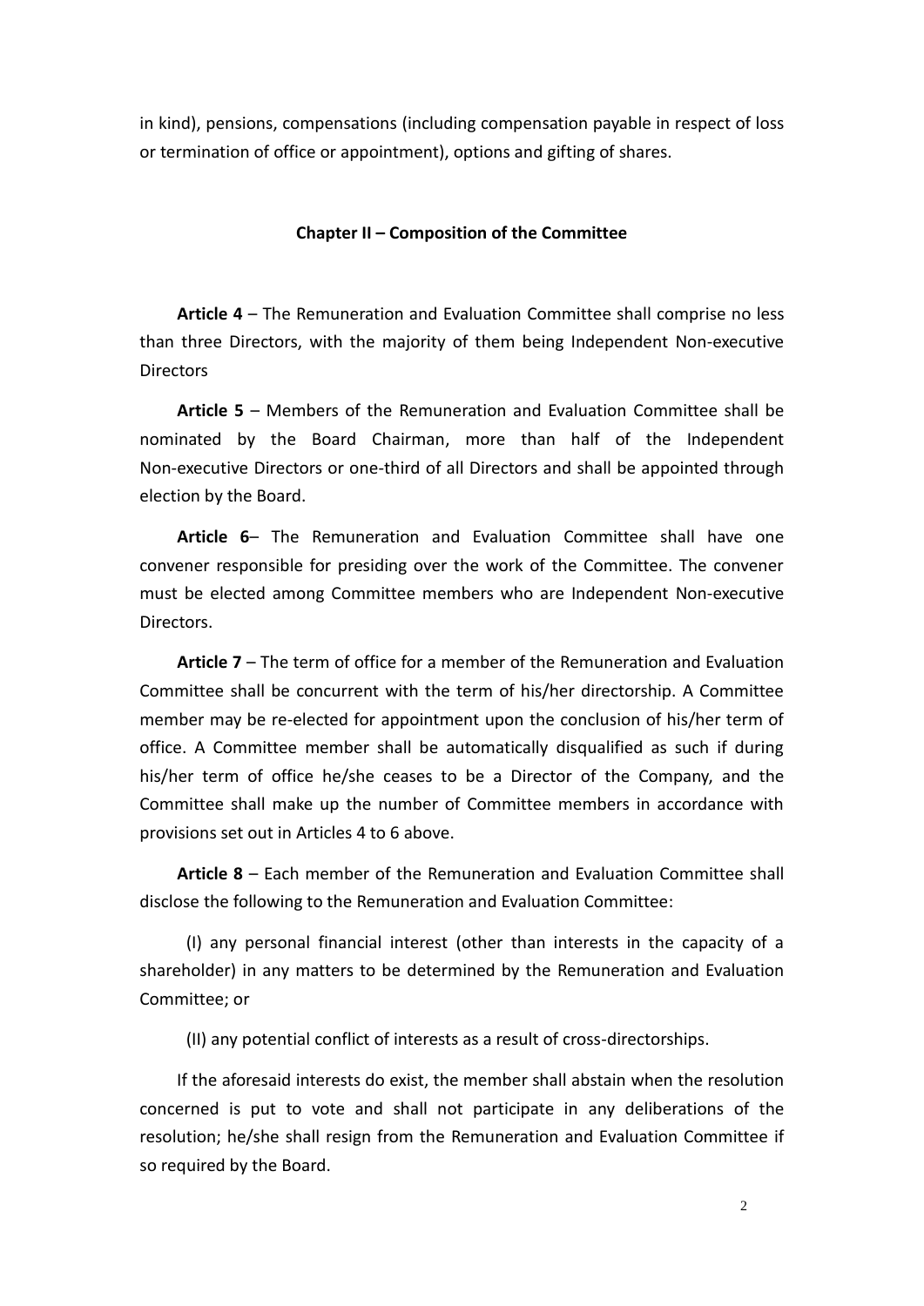in kind), pensions, compensations (including compensation payable in respect of loss or termination of office or appointment), options and gifting of shares.

## Chapter II – Composition of the Committee

**Article 4** – The Remuneration and Evaluation Committee shall comprise no less than three Directors, with the majority of them being Independent Non-executive Directors

**Article 5** – Members of the Remuneration and Evaluation Committee shall be nominated by the Board Chairman, more than half of the Independent Non-executive Directors or one-third of all Directors and shall be appointed through election by the Board.

**Article 6**– The Remuneration and Evaluation Committee shall have one convener responsible for presiding over the work of the Committee. The convener must be elected among Committee members who are Independent Non-executive Directors.

**Article 7** – The term of office for a member of the Remuneration and Evaluation Committee shall be concurrent with the term of his/her directorship. A Committee member may be re-elected for appointment upon the conclusion of his/her term of office. A Committee member shall be automatically disqualified as such if during his/her term of office he/she ceases to be a Director of the Company, and the Committee shall make up the number of Committee members in accordance with provisions set out in Articles 4 to 6 above.

**Article 8** – Each member of the Remuneration and Evaluation Committee shall disclose the following to the Remuneration and Evaluation Committee:

(I) any personal financial interest (other than interests in the capacity of a shareholder) in any matters to be determined by the Remuneration and Evaluation Committee; or

(II) any potential conflict of interests as a result of cross-directorships.

If the aforesaid interests do exist, the member shall abstain when the resolution concerned is put to vote and shall not participate in any deliberations of the resolution; he/she shall resign from the Remuneration and Evaluation Committee if so required by the Board.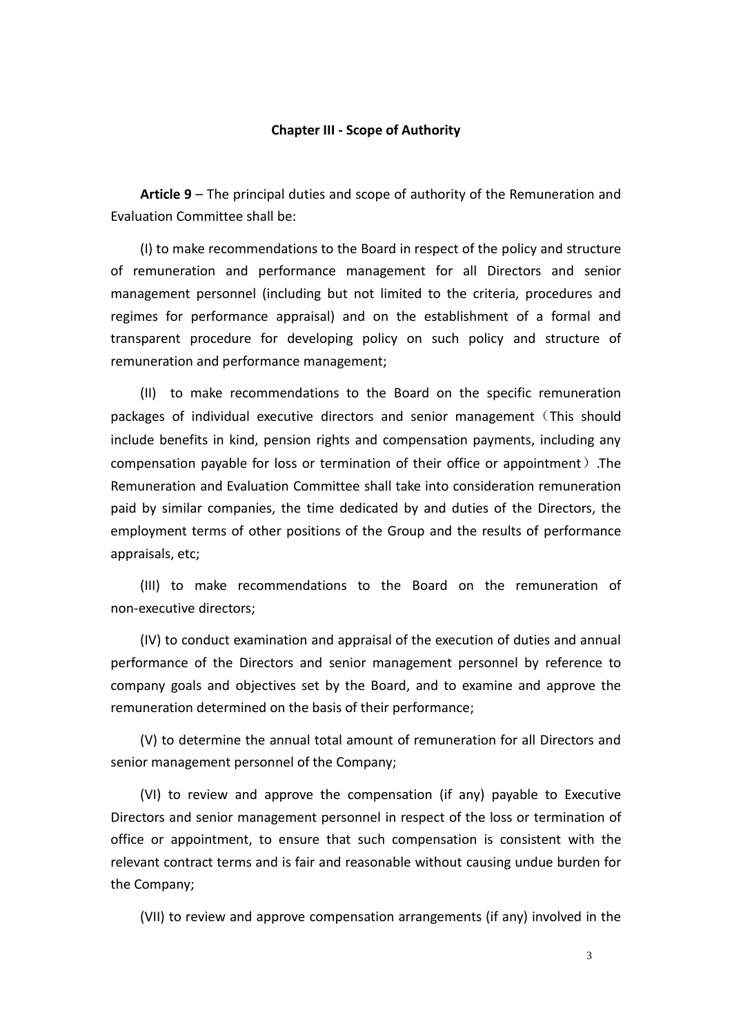**Chapter III - Scope of Authority**

**Article 9** – The principal duties and scope of authority of the Remuneration and Evaluation Committee shall be:

(I) to make recommendations to the Board in respect of the policy and structure of remuneration and performance management for all Directors and senior management personnel (including but not limited to the criteria, procedures and regimes for performance appraisal) and on the establishment of a formal and transparent procedure for developing policy on such policy and structure of remuneration and performance management;

(II) to make recommendations to the Board on the specific remuneration packages of individual executive directors and senior management（This should include benefits in kind, pension rights and compensation payments, including any compensation payable for loss or termination of their office or appointment）.The Remuneration and Evaluation Committee shall take into consideration remuneration paid by similar companies, the time dedicated by and duties of the Directors, the employment terms of other positions of the Group and the results of performance appraisals, etc;

(III) to make recommendations to the Board on the remuneration of non-executive directors;

(IV) to conduct examination and appraisal of the execution of duties and annual performance of the Directors and senior management personnel by reference to company goals and objectives set by the Board, and to examine and approve the remuneration determined on the basis of their performance;

(V) to determine the annual total amount of remuneration for all Directors and senior management personnel of the Company;

(VI) to review and approve the compensation (if any) payable to Executive Directors and senior management personnel in respect of the loss or termination of office or appointment, to ensure that such compensation is consistent with the relevant contract terms and is fair and reasonable without causing undue burden for the Company;

(VII) to review and approve compensation arrangements (if any) involved in the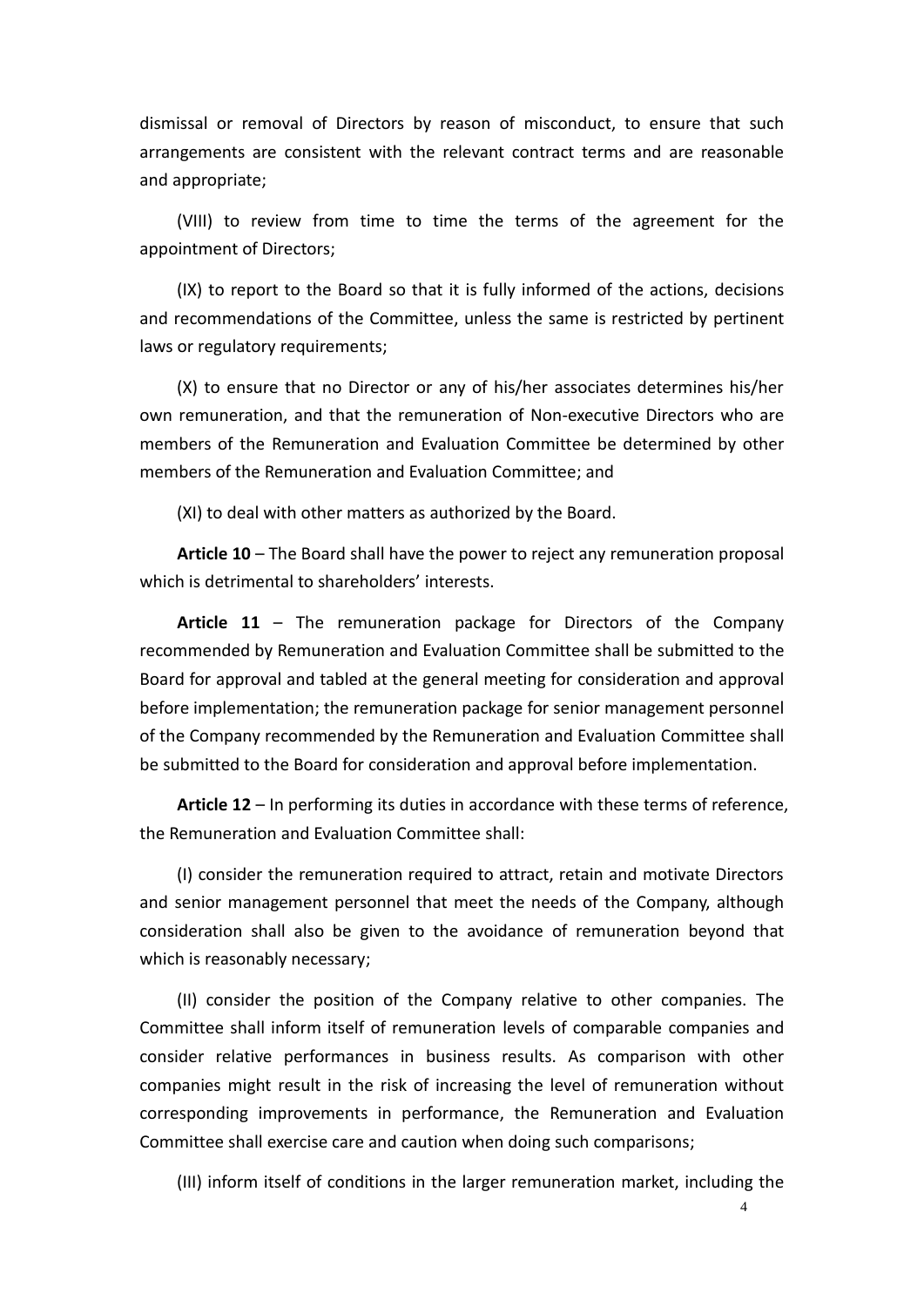dismissal or removal of Directors by reason of misconduct, to ensure that such arrangements are consistent with the relevant contract terms and are reasonable and appropriate;

(VIII) to review from time to time the terms of the agreement for the appointment of Directors;

(IX) to report to the Board so that it is fully informed of the actions, decisions and recommendations of the Committee, unless the same is restricted by pertinent laws or regulatory requirements;

(X) to ensure that no Director or any of his/her associates determines his/her own remuneration, and that the remuneration of Non-executive Directors who are members of the Remuneration and Evaluation Committee be determined by other members of the Remuneration and Evaluation Committee; and

(XI) to deal with other matters as authorized by the Board.

**Article 10** – The Board shall have the power to reject any remuneration proposal which is detrimental to shareholders' interests.

**Article 11** – The remuneration package for Directors of the Company recommended by Remuneration and Evaluation Committee shall be submitted to the Board for approval and tabled at the general meeting for consideration and approval before implementation; the remuneration package for senior management personnel of the Company recommended by the Remuneration and Evaluation Committee shall be submitted to the Board for consideration and approval before implementation.

**Article 12** – In performing its duties in accordance with these terms of reference, the Remuneration and Evaluation Committee shall:

(I) consider the remuneration required to attract, retain and motivate Directors and senior management personnel that meet the needs of the Company, although consideration shall also be given to the avoidance of remuneration beyond that which is reasonably necessary;

(II) consider the position of the Company relative to other companies. The Committee shall inform itself of remuneration levels of comparable companies and consider relative performances in business results. As comparison with other companies might result in the risk of increasing the level of remuneration without corresponding improvements in performance, the Remuneration and Evaluation Committee shall exercise care and caution when doing such comparisons;

(III) inform itself of conditions in the larger remuneration market, including the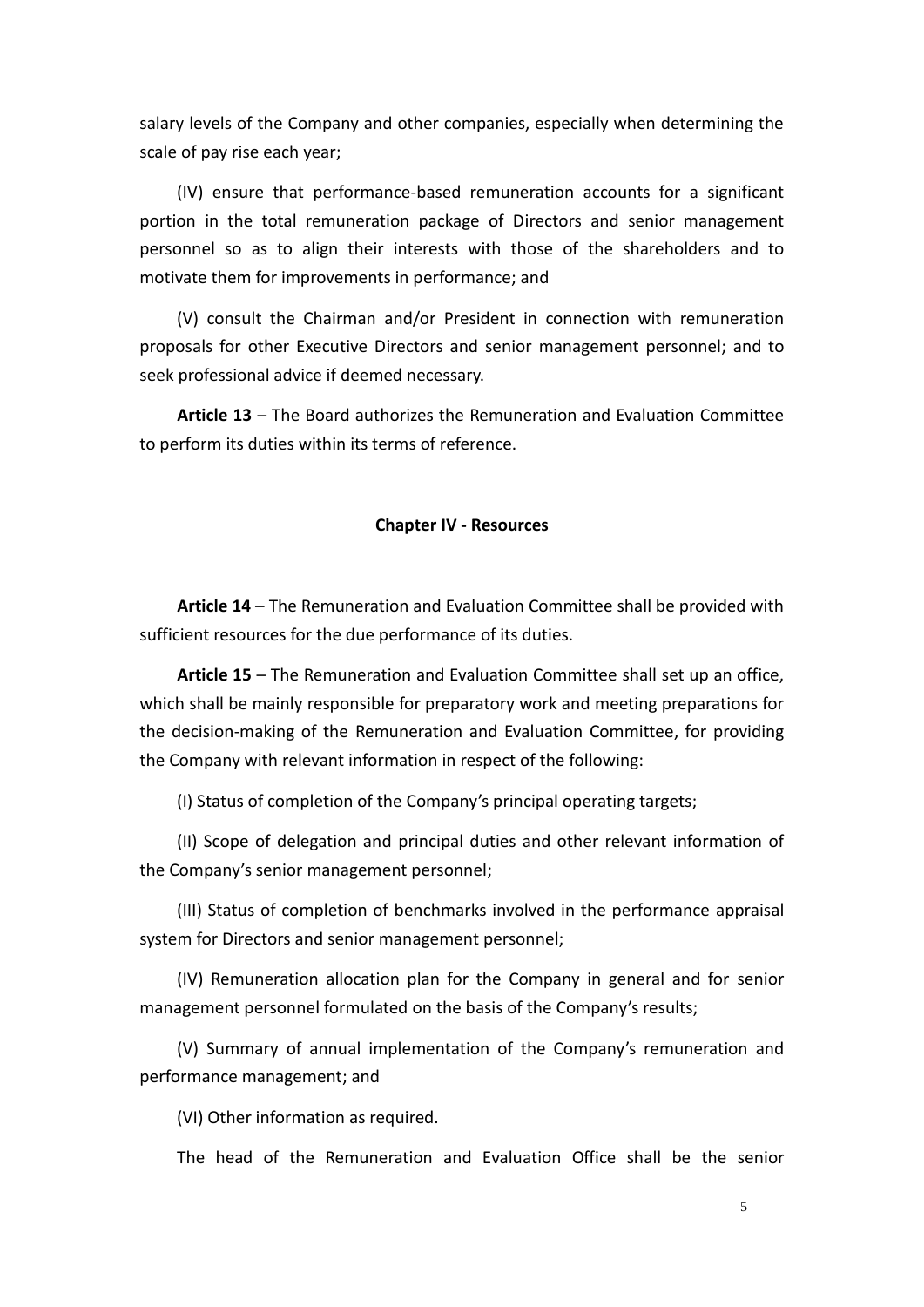salary levels of the Company and other companies, especially when determining the scale of pay rise each year;

(IV) ensure that performance-based remuneration accounts for a significant portion in the total remuneration package of Directors and senior management personnel so as to align their interests with those of the shareholders and to motivate them for improvements in performance; and

(V) consult the Chairman and/or President in connection with remuneration proposals for other Executive Directors and senior management personnel; and to seek professional advice if deemed necessary.

**Article 13** – The Board authorizes the Remuneration and Evaluation Committee to perform its duties within its terms of reference.

## Chapter IV - Resources

**Article 14** – The Remuneration and Evaluation Committee shall be provided with sufficient resources for the due performance of its duties.

**Article 15** – The Remuneration and Evaluation Committee shall set up an office, which shall be mainly responsible for preparatory work and meeting preparations for the decision-making of the Remuneration and Evaluation Committee, for providing the Company with relevant information in respect of the following:

(I) Status of completion of the Company's principal operating targets;

(II) Scope of delegation and principal duties and other relevant information of the Company's senior management personnel;

(III) Status of completion of benchmarks involved in the performance appraisal system for Directors and senior management personnel;

(IV) Remuneration allocation plan for the Company in general and for senior management personnel formulated on the basis of the Company's results;

(V) Summary of annual implementation of the Company's remuneration and performance management; and

(VI) Other information as required.

The head of the Remuneration and Evaluation Office shall be the senior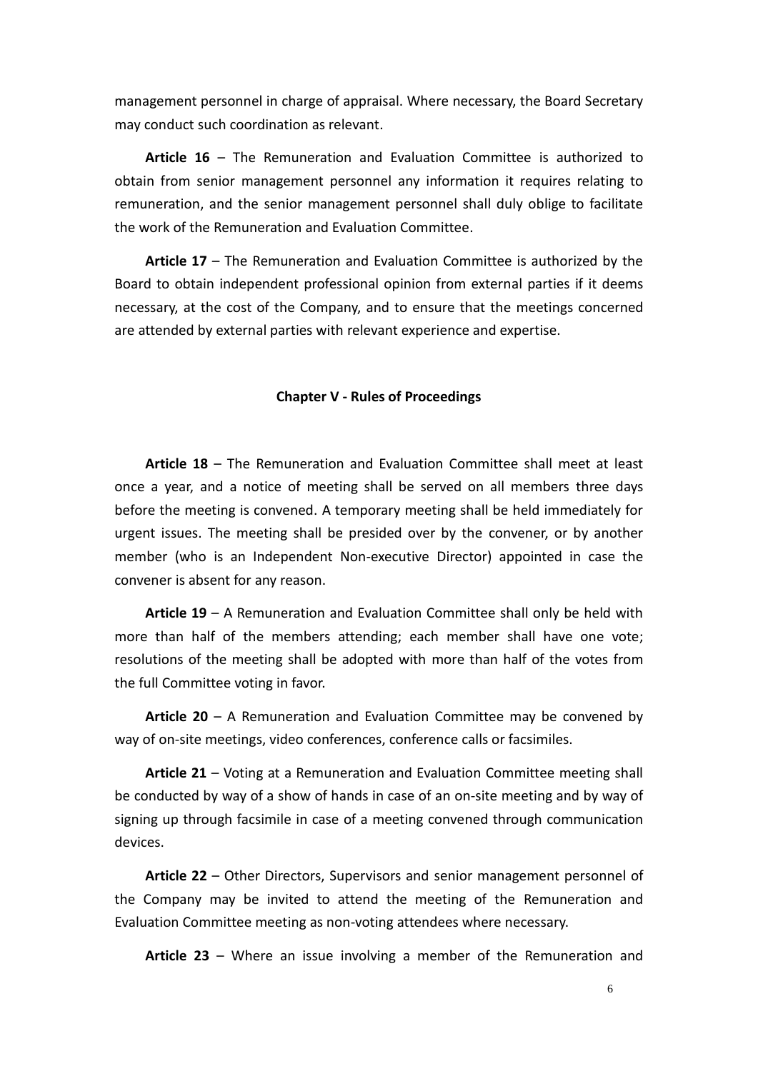management personnel in charge of appraisal. Where necessary, the Board Secretary may conduct such coordination as relevant.

**Article 16** – The Remuneration and Evaluation Committee is authorized to obtain from senior management personnel any information it requires relating to remuneration, and the senior management personnel shall duly oblige to facilitate the work of the Remuneration and Evaluation Committee.

**Article 17** – The Remuneration and Evaluation Committee is authorized by the Board to obtain independent professional opinion from external parties if it deems necessary, at the cost of the Company, and to ensure that the meetings concerned are attended by external parties with relevant experience and expertise.

## Chapter V - Rules of Proceedings

**Article 18** – The Remuneration and Evaluation Committee shall meet at least once a year, and a notice of meeting shall be served on all members three days before the meeting is convened. A temporary meeting shall be held immediately for urgent issues. The meeting shall be presided over by the convener, or by another member (who is an Independent Non-executive Director) appointed in case the convener is absent for any reason.

**Article 19** – A Remuneration and Evaluation Committee shall only be held with more than half of the members attending; each member shall have one vote; resolutions of the meeting shall be adopted with more than half of the votes from the full Committee voting in favor.

**Article 20** – A Remuneration and Evaluation Committee may be convened by way of on-site meetings, video conferences, conference calls or facsimiles.

**Article 21** – Voting at a Remuneration and Evaluation Committee meeting shall be conducted by way of a show of hands in case of an on-site meeting and by way of signing up through facsimile in case of a meeting convened through communication devices.

**Article 22** – Other Directors, Supervisors and senior management personnel of the Company may be invited to attend the meeting of the Remuneration and Evaluation Committee meeting as non-voting attendees where necessary.

**Article 23** – Where an issue involving a member of the Remuneration and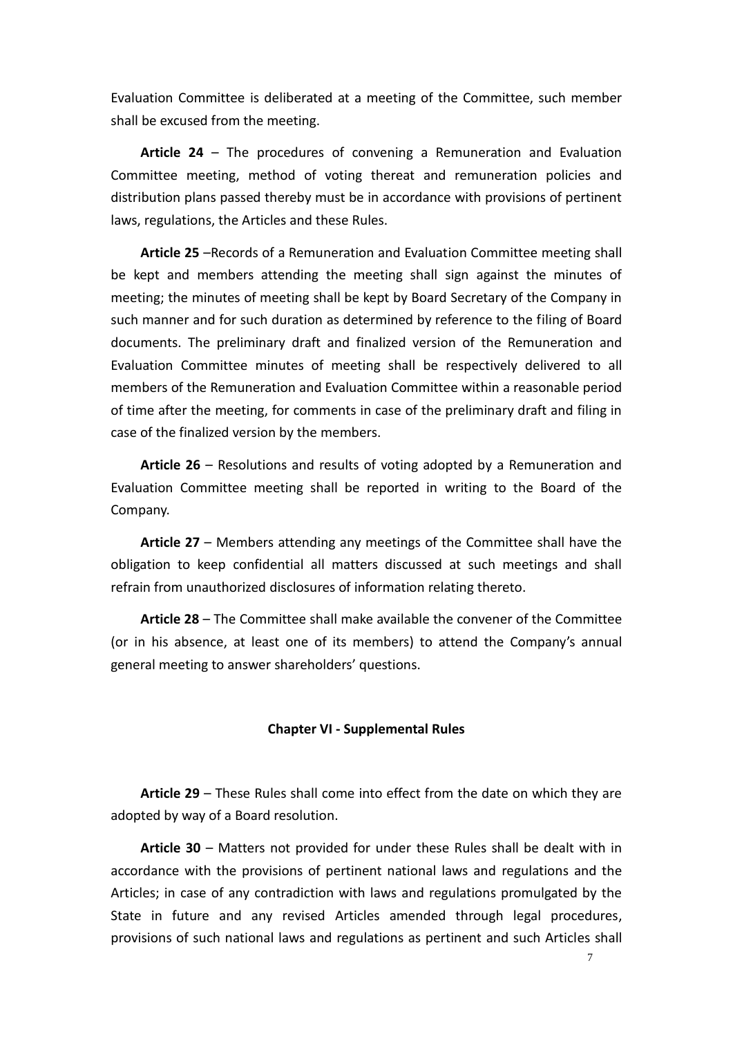Evaluation Committee is deliberated at a meeting of the Committee, such member shall be excused from the meeting.

**Article 24** – The procedures of convening a Remuneration and Evaluation Committee meeting, method of voting thereat and remuneration policies and distribution plans passed thereby must be in accordance with provisions of pertinent laws, regulations, the Articles and these Rules.

**Article 25** –Records of a Remuneration and Evaluation Committee meeting shall be kept and members attending the meeting shall sign against the minutes of meeting; the minutes of meeting shall be kept by Board Secretary of the Company in such manner and for such duration as determined by reference to the filing of Board documents. The preliminary draft and finalized version of the Remuneration and Evaluation Committee minutes of meeting shall be respectively delivered to all members of the Remuneration and Evaluation Committee within a reasonable period of time after the meeting, for comments in case of the preliminary draft and filing in case of the finalized version by the members.

**Article 26** – Resolutions and results of voting adopted by a Remuneration and Evaluation Committee meeting shall be reported in writing to the Board of the Company.

**Article 27** – Members attending any meetings of the Committee shall have the obligation to keep confidential all matters discussed at such meetings and shall refrain from unauthorized disclosures of information relating thereto.

**Article 28** – The Committee shall make available the convener of the Committee (or in his absence, at least one of its members) to attend the Company's annual general meeting to answer shareholders' questions.

## Chapter VI - Supplemental Rules

**Article 29** – These Rules shall come into effect from the date on which they are adopted by way of a Board resolution.

**Article 30** – Matters not provided for under these Rules shall be dealt with in accordance with the provisions of pertinent national laws and regulations and the Articles; in case of any contradiction with laws and regulations promulgated by the State in future and any revised Articles amended through legal procedures, provisions of such national laws and regulations as pertinent and such Articles shall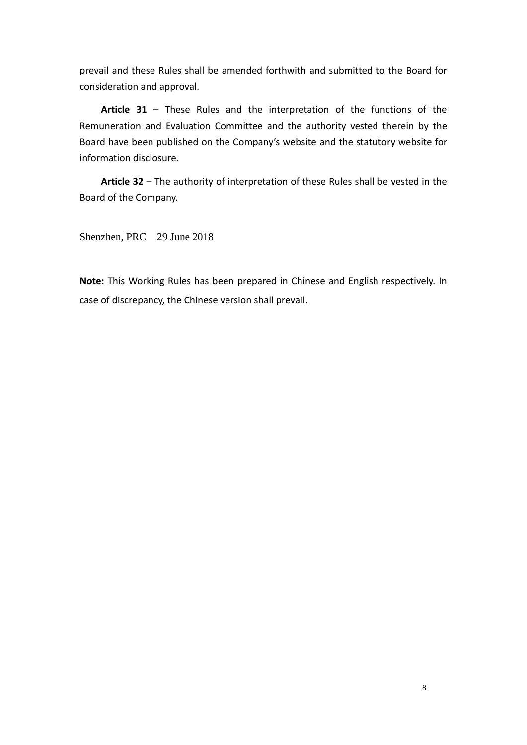prevail and these Rules shall be amended forthwith and submitted to the Board for consideration and approval.

**Article 31** – These Rules and the interpretation of the functions of the Remuneration and Evaluation Committee and the authority vested therein by the Board have been published on the Company's website and the statutory website for information disclosure.

**Article 32** – The authority of interpretation of these Rules shall be vested in the Board of the Company.

Shenzhen, PRC 29 June 2018

**Note:** This Working Rules has been prepared in Chinese and English respectively. In case of discrepancy, the Chinese version shall prevail.